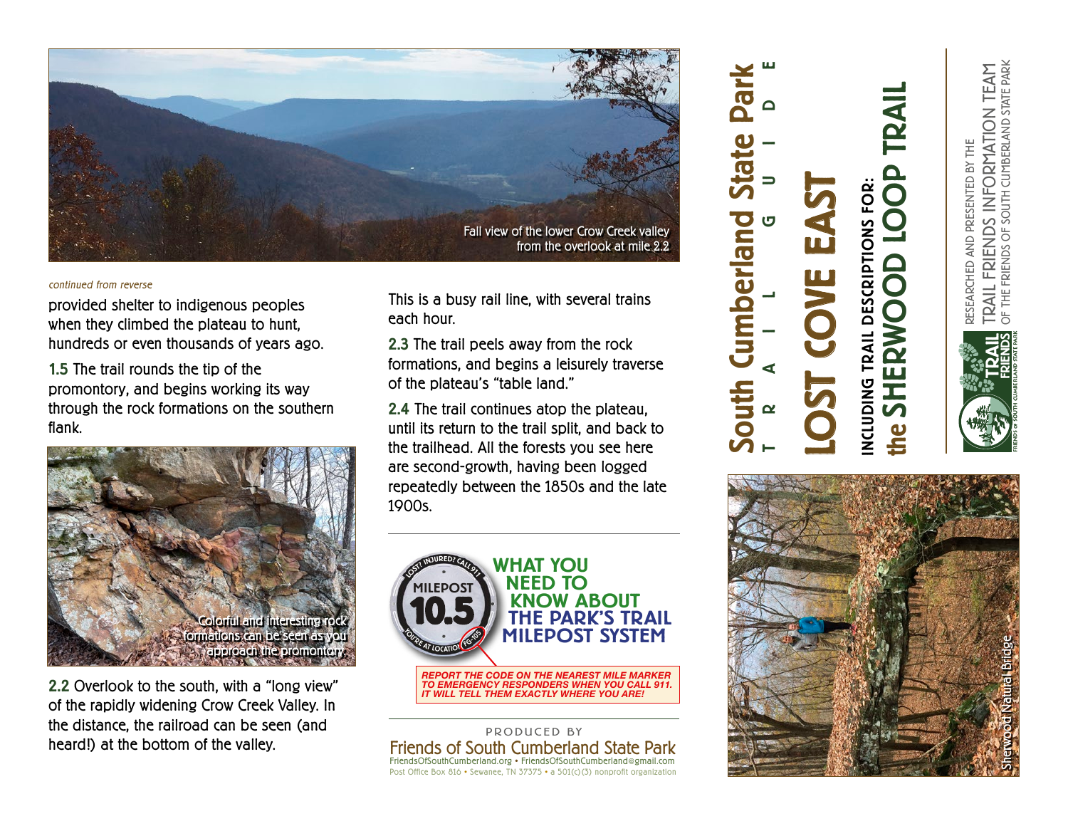Fall view of the lower Crow Creek valley from the overlook at mile 2.2

*continued from reverse*

provided shelter to indigenous peoples when they climbed the plateau to hunt, hundreds or even thousands of years ago.

**1.5** The trail rounds the tip of the promontory, and begins working its way through the rock formations on the southern flank.

Colorful and interesting rock formations can be seen as you approach the promontory.

**2.2** Overlook to the south, with a "long view" of the rapidly widening Crow Creek Valley. In the distance, the railroad can be seen (and heard!) at the bottom of the valley. This is a busy rail line, with several trains each hour.

**2.3** The trail peels away from the rock formations, and begins a leisurely traverse of the plateau's "table land."

**2.4** The trail continues atop the plateau, until its return to the trail split, and back to the trailhead. All the forests you see here are second-growth, having been logged repeatedly between the 1850s and the late 1900s.

---

LOST? INJURED? CALL 911
MILEPOST
10.5
YOU'RE AT LOCATION FG-105

## WHAT YOU NEED TO KNOW ABOUT THE PARK'S TRAIL MILEPOST SYSTEM

***REPORT THE CODE ON THE NEAREST MILE MARKER TO EMERGENCY RESPONDERS WHEN YOU CALL 911. IT WILL TELL THEM EXACTLY WHERE YOU ARE!***

---

PRODUCED BY

**Friends of South Cumberland State Park**

FriendsOfSouthCumberland.org • FriendsOfSouthCumberland@gmail.com

Post Office Box 816 • Sewanee, TN 37375 • a 501(c)(3) nonprofit organization

# South Cumberland State Park

TRAIL GUIDE

# LOST COVE EAST

INCLUDING TRAIL DESCRIPTIONS FOR:

## the SHERWOOD LOOP TRAIL

RESEARCHED AND PRESENTED BY THE TRAIL FRIENDS INFORMATION TEAM OF THE FRIENDS OF SOUTH CUMBERLAND STATE PARK

TRAIL FRIENDS
FRIENDS OF SOUTH CUMBERLAND STATE PARK

Sherwood Natural Bridge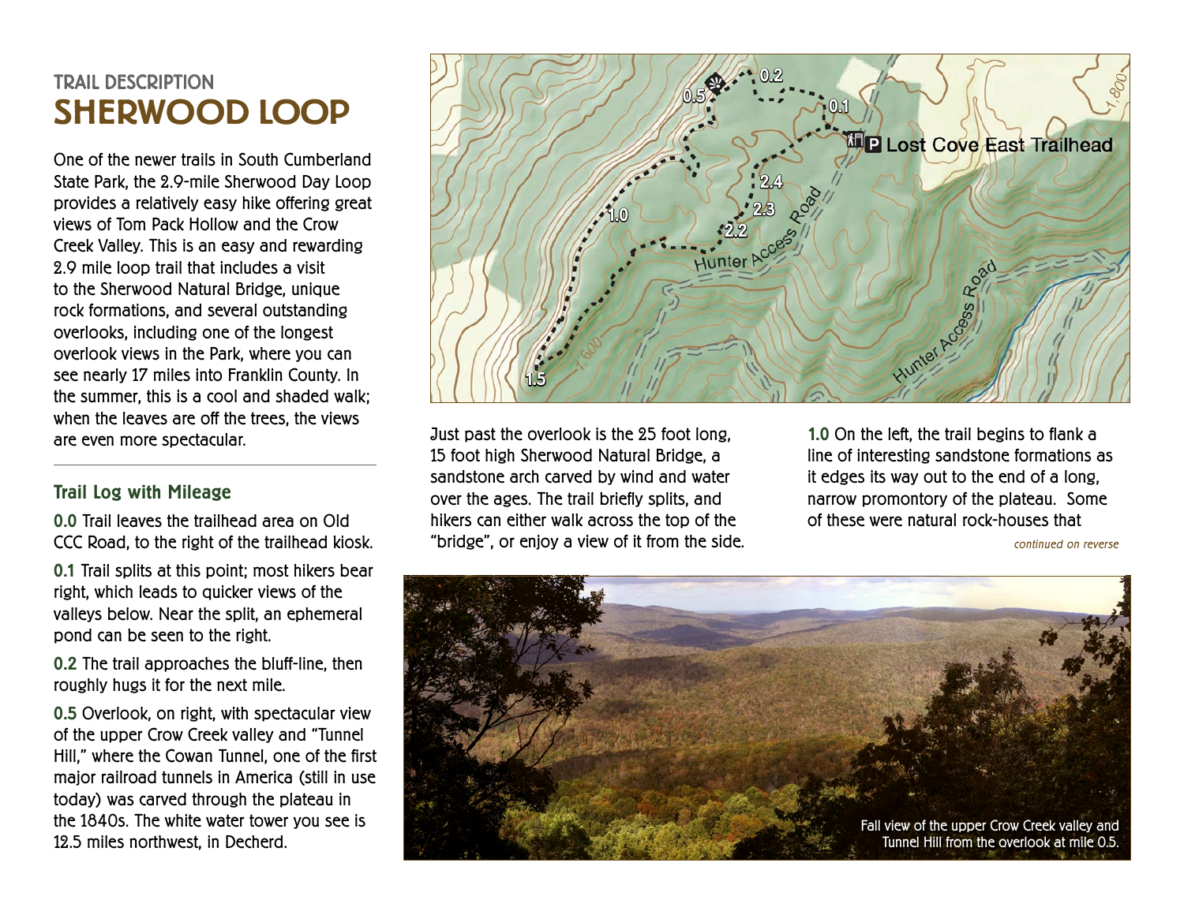TRAIL DESCRIPTION

# SHERWOOD LOOP

One of the newer trails in South Cumberland State Park, the 2.9-mile Sherwood Day Loop provides a relatively easy hike offering great views of Tom Pack Hollow and the Crow Creek Valley. This is an easy and rewarding 2.9 mile loop trail that includes a visit to the Sherwood Natural Bridge, unique rock formations, and several outstanding overlooks, including one of the longest overlook views in the Park, where you can see nearly 17 miles into Franklin County. In the summer, this is a cool and shaded walk; when the leaves are off the trees, the views are even more spectacular.

## Trail Log with Mileage

**0.0** Trail leaves the trailhead area on Old CCC Road, to the right of the trailhead kiosk.

**0.1** Trail splits at this point; most hikers bear right, which leads to quicker views of the valleys below. Near the split, an ephemeral pond can be seen to the right.

**0.2** The trail approaches the bluff-line, then roughly hugs it for the next mile.

**0.5** Overlook, on right, with spectacular view of the upper Crow Creek valley and "Tunnel Hill," where the Cowan Tunnel, one of the first major railroad tunnels in America (still in use today) was carved through the plateau in the 1840s. The white water tower you see is 12.5 miles northwest, in Decherd.

Just past the overlook is the 25 foot long, 15 foot high Sherwood Natural Bridge, a sandstone arch carved by wind and water over the ages. The trail briefly splits, and hikers can either walk across the top of the "bridge", or enjoy a view of it from the side.

**1.0** On the left, the trail begins to flank a line of interesting sandstone formations as it edges its way out to the end of a long, narrow promontory of the plateau. Some of these were natural rock-houses that

*continued on reverse*

Fall view of the upper Crow Creek valley and Tunnel Hill from the overlook at mile 0.5.